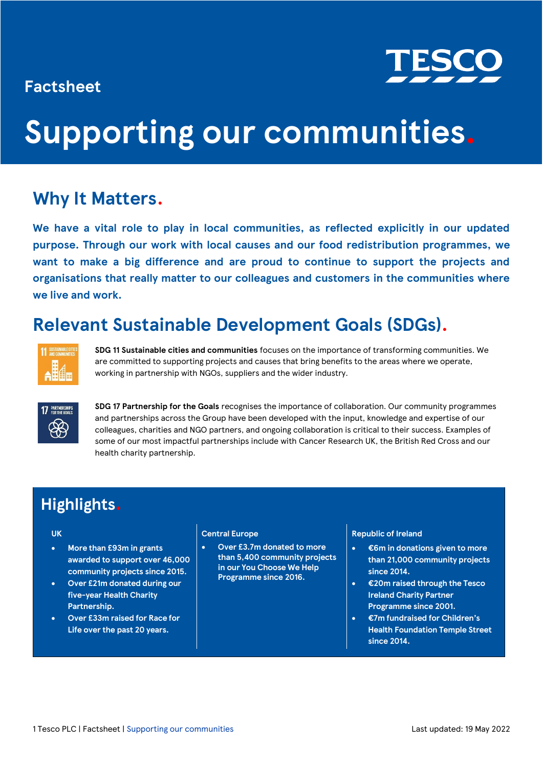Factsheet

# Supporting our communities.

## Why It Matters.

**We have a vital role to play in local communities, as reflected explicitly in our updated purpose. Through our work with local causes and our food redistribution programmes, we want to make a big difference and are proud to continue to support the projects and organisations that really matter to our colleagues and customers in the communities where we live and work.**

## Relevant Sustainable Development Goals (SDGs).

**SDG 11 Sustainable cities and communities** focuses on the importance of transforming communities. We are committed to supporting projects and causes that bring benefits to the areas where we operate, working in partnership with NGOs, suppliers and the wider industry.

**SDG 17 Partnership for the Goals** recognises the importance of collaboration. Our community programmes and partnerships across the Group have been developed with the input, knowledge and expertise of our colleagues, charities and NGO partners, and ongoing collaboration is critical to their success. Examples of some of our most impactful partnerships include with Cancer Research UK, the British Red Cross and our health charity partnership.

## Highlights.

**UK**

- More than £93m in grants awarded to support over 46,000 community projects since 2015.
- Over £21m donated during our five-year Health Charity Partnership.
- Over £33m raised for Race for Life over the past 20 years.

**Central Europe**

- Over £3.7m donated to more than 5,400 community projects in our You Choose We Help Programme since 2016.

**Republic of Ireland**

- €6m in donations given to more than 21,000 community projects since 2014.
- €20m raised through the Tesco Ireland Charity Partner Programme since 2001.
- €7m fundraised for Children's Health Foundation Temple Street since 2014.

Last updated: 19 May 2022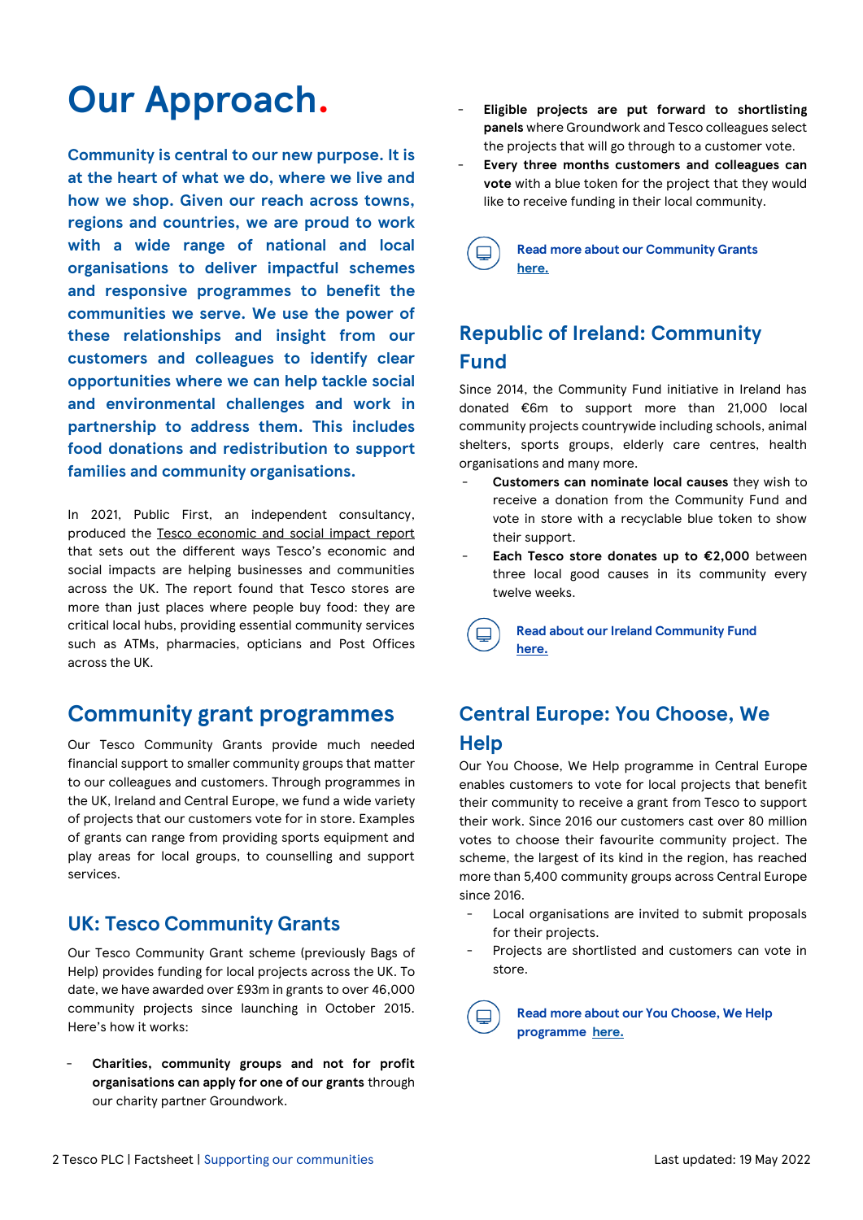# Our Approach.

**Community is central to our new purpose. It is at the heart of what we do, where we live and how we shop. Given our reach across towns, regions and countries, we are proud to work with a wide range of national and local organisations to deliver impactful schemes and responsive programmes to benefit the communities we serve. We use the power of these relationships and insight from our customers and colleagues to identify clear opportunities where we can help tackle social and environmental challenges and work in partnership to address them. This includes food donations and redistribution to support families and community organisations.**

In 2021, Public First, an independent consultancy, produced the Tesco economic and social impact report that sets out the different ways Tesco's economic and social impacts are helping businesses and communities across the UK. The report found that Tesco stores are more than just places where people buy food: they are critical local hubs, providing essential community services such as ATMs, pharmacies, opticians and Post Offices across the UK.

## Community grant programmes

Our Tesco Community Grants provide much needed financial support to smaller community groups that matter to our colleagues and customers. Through programmes in the UK, Ireland and Central Europe, we fund a wide variety of projects that our customers vote for in store. Examples of grants can range from providing sports equipment and play areas for local groups, to counselling and support services.

### UK: Tesco Community Grants

Our Tesco Community Grant scheme (previously Bags of Help) provides funding for local projects across the UK. To date, we have awarded over £93m in grants to over 46,000 community projects since launching in October 2015. Here's how it works:

- **Charities, community groups and not for profit organisations can apply for one of our grants** through our charity partner Groundwork.
- **Eligible projects are put forward to shortlisting panels** where Groundwork and Tesco colleagues select the projects that will go through to a customer vote.
- **Every three months customers and colleagues can vote** with a blue token for the project that they would like to receive funding in their local community.

Read more about our Community Grants here.

### Republic of Ireland: Community Fund

Since 2014, the Community Fund initiative in Ireland has donated €6m to support more than 21,000 local community projects countrywide including schools, animal shelters, sports groups, elderly care centres, health organisations and many more.

- **Customers can nominate local causes** they wish to receive a donation from the Community Fund and vote in store with a recyclable blue token to show their support.
- **Each Tesco store donates up to €2,000** between three local good causes in its community every twelve weeks.

Read about our Ireland Community Fund here.

### Central Europe: You Choose, We Help

Our You Choose, We Help programme in Central Europe enables customers to vote for local projects that benefit their community to receive a grant from Tesco to support their work. Since 2016 our customers cast over 80 million votes to choose their favourite community project. The scheme, the largest of its kind in the region, has reached more than 5,400 community groups across Central Europe since 2016.

- Local organisations are invited to submit proposals for their projects.
- Projects are shortlisted and customers can vote in store.

Read more about our You Choose, We Help programme here.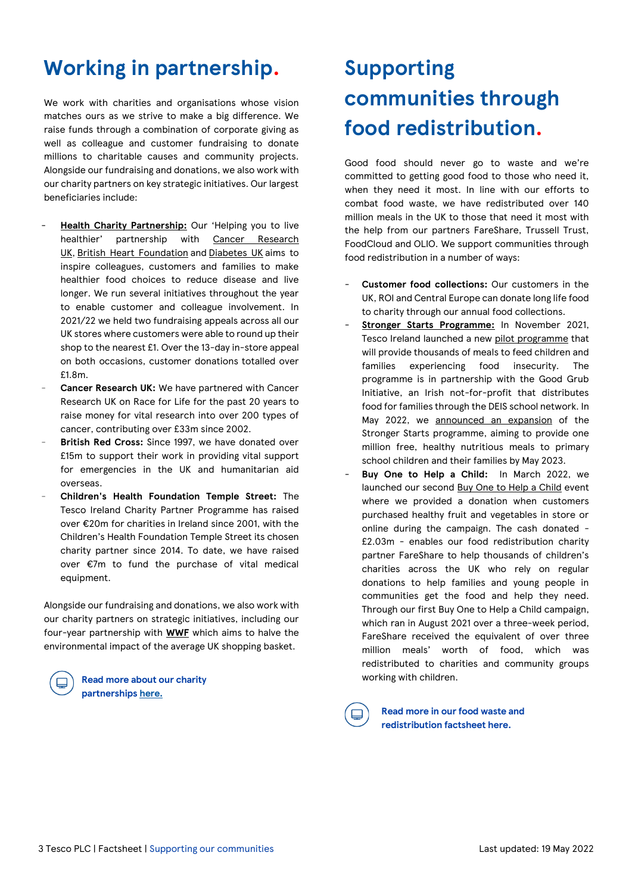# Working in partnership.

We work with charities and organisations whose vision matches ours as we strive to make a big difference. We raise funds through a combination of corporate giving as well as colleague and customer fundraising to donate millions to charitable causes and community projects. Alongside our fundraising and donations, we also work with our charity partners on key strategic initiatives. Our largest beneficiaries include:

- **Health Charity Partnership:** Our 'Helping you to live healthier' partnership with Cancer Research UK, British Heart Foundation and Diabetes UK aims to inspire colleagues, customers and families to make healthier food choices to reduce disease and live longer. We run several initiatives throughout the year to enable customer and colleague involvement. In 2021/22 we held two fundraising appeals across all our UK stores where customers were able to round up their shop to the nearest £1. Over the 13-day in-store appeal on both occasions, customer donations totalled over £1.8m.
- **Cancer Research UK:** We have partnered with Cancer Research UK on Race for Life for the past 20 years to raise money for vital research into over 200 types of cancer, contributing over £33m since 2002.
- **British Red Cross:** Since 1997, we have donated over £15m to support their work in providing vital support for emergencies in the UK and humanitarian aid overseas.
- **Children's Health Foundation Temple Street:** The Tesco Ireland Charity Partner Programme has raised over €20m for charities in Ireland since 2001, with the Children's Health Foundation Temple Street its chosen charity partner since 2014. To date, we have raised over €7m to fund the purchase of vital medical equipment.

Alongside our fundraising and donations, we also work with our charity partners on strategic initiatives, including our four-year partnership with **WWF** which aims to halve the environmental impact of the average UK shopping basket.

**Read more about our charity partnerships here.**

# Supporting communities through food redistribution.

Good food should never go to waste and we're committed to getting good food to those who need it, when they need it most. In line with our efforts to combat food waste, we have redistributed over 140 million meals in the UK to those that need it most with the help from our partners FareShare, Trussell Trust, FoodCloud and OLIO. We support communities through food redistribution in a number of ways:

- **Customer food collections:** Our customers in the UK, ROI and Central Europe can donate long life food to charity through our annual food collections.
- **Stronger Starts Programme:** In November 2021, Tesco Ireland launched a new pilot programme that will provide thousands of meals to feed children and families experiencing food insecurity. The programme is in partnership with the Good Grub Initiative, an Irish not-for-profit that distributes food for families through the DEIS school network. In May 2022, we announced an expansion of the Stronger Starts programme, aiming to provide one million free, healthy nutritious meals to primary school children and their families by May 2023.
- **Buy One to Help a Child:** In March 2022, we launched our second Buy One to Help a Child event where we provided a donation when customers purchased healthy fruit and vegetables in store or online during the campaign. The cash donated - £2.03m - enables our food redistribution charity partner FareShare to help thousands of children's charities across the UK who rely on regular donations to help families and young people in communities get the food and help they need. Through our first Buy One to Help a Child campaign, which ran in August 2021 over a three-week period, FareShare received the equivalent of over three million meals' worth of food, which was redistributed to charities and community groups working with children.

**Read more in our food waste and redistribution factsheet here.**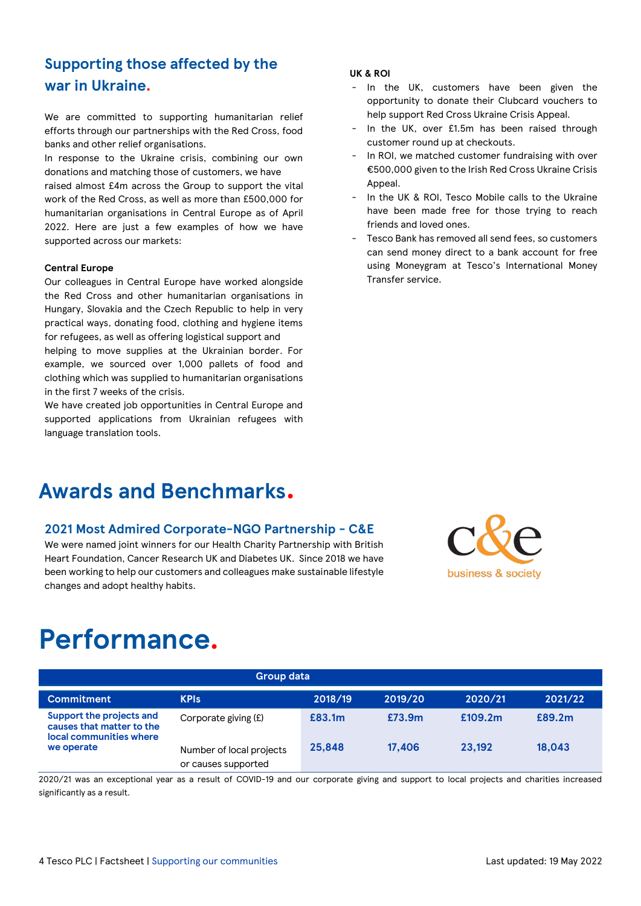## Supporting those affected by the war in Ukraine.

We are committed to supporting humanitarian relief efforts through our partnerships with the Red Cross, food banks and other relief organisations.

In response to the Ukraine crisis, combining our own donations and matching those of customers, we have raised almost £4m across the Group to support the vital work of the Red Cross, as well as more than £500,000 for humanitarian organisations in Central Europe as of April 2022. Here are just a few examples of how we have supported across our markets:

**Central Europe**

Our colleagues in Central Europe have worked alongside the Red Cross and other humanitarian organisations in Hungary, Slovakia and the Czech Republic to help in very practical ways, donating food, clothing and hygiene items for refugees, as well as offering logistical support and helping to move supplies at the Ukrainian border. For example, we sourced over 1,000 pallets of food and clothing which was supplied to humanitarian organisations in the first 7 weeks of the crisis.

We have created job opportunities in Central Europe and supported applications from Ukrainian refugees with language translation tools.

**UK & ROI**

- In the UK, customers have been given the opportunity to donate their Clubcard vouchers to help support Red Cross Ukraine Crisis Appeal.
- In the UK, over £1.5m has been raised through customer round up at checkouts.
- In ROI, we matched customer fundraising with over €500,000 given to the Irish Red Cross Ukraine Crisis Appeal.
- In the UK & ROI, Tesco Mobile calls to the Ukraine have been made free for those trying to reach friends and loved ones.
- Tesco Bank has removed all send fees, so customers can send money direct to a bank account for free using Moneygram at Tesco's International Money Transfer service.

# Awards and Benchmarks.

### 2021 Most Admired Corporate-NGO Partnership - C&E

We were named joint winners for our Health Charity Partnership with British Heart Foundation, Cancer Research UK and Diabetes UK. Since 2018 we have been working to help our customers and colleagues make sustainable lifestyle changes and adopt healthy habits.

# Performance.

| Group data | | | | | |
|---|---|---|---|---|---|
| **Commitment** | **KPIs** | **2018/19** | **2019/20** | **2020/21** | **2021/22** |
| **Support the projects and causes that matter to the local communities where we operate** | Corporate giving (£) | **£83.1m** | **£73.9m** | **£109.2m** | **£89.2m** |
| | Number of local projects or causes supported | **25,848** | **17,406** | **23,192** | **18,043** |

2020/21 was an exceptional year as a result of COVID-19 and our corporate giving and support to local projects and charities increased significantly as a result.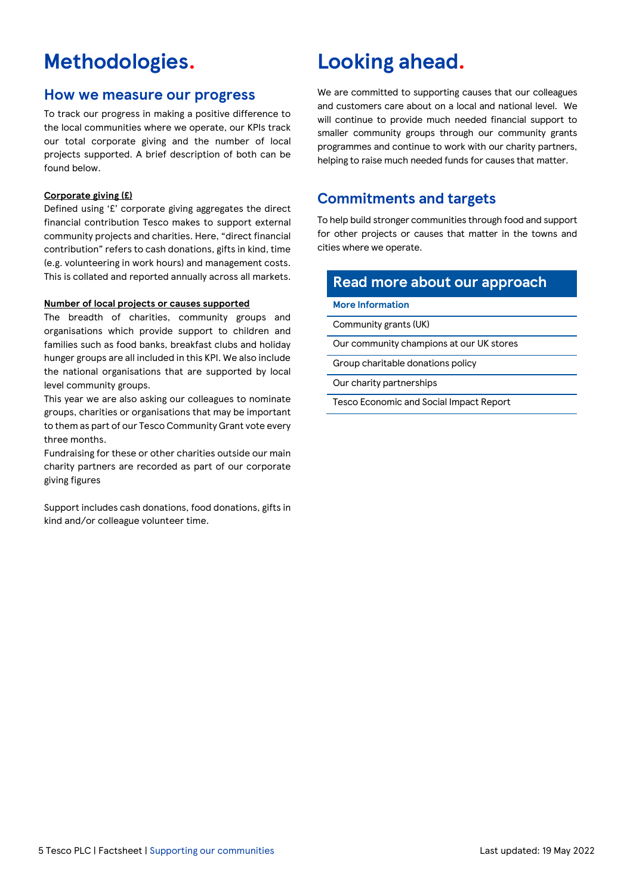# Methodologies.

## How we measure our progress

To track our progress in making a positive difference to the local communities where we operate, our KPIs track our total corporate giving and the number of local projects supported. A brief description of both can be found below.

**Corporate giving (£)**

Defined using '£' corporate giving aggregates the direct financial contribution Tesco makes to support external community projects and charities. Here, "direct financial contribution" refers to cash donations, gifts in kind, time (e.g. volunteering in work hours) and management costs. This is collated and reported annually across all markets.

**Number of local projects or causes supported**

The breadth of charities, community groups and organisations which provide support to children and families such as food banks, breakfast clubs and holiday hunger groups are all included in this KPI. We also include the national organisations that are supported by local level community groups.

This year we are also asking our colleagues to nominate groups, charities or organisations that may be important to them as part of our Tesco Community Grant vote every three months.

Fundraising for these or other charities outside our main charity partners are recorded as part of our corporate giving figures

Support includes cash donations, food donations, gifts in kind and/or colleague volunteer time.

# Looking ahead.

We are committed to supporting causes that our colleagues and customers care about on a local and national level. We will continue to provide much needed financial support to smaller community groups through our community grants programmes and continue to work with our charity partners, helping to raise much needed funds for causes that matter.

## Commitments and targets

To help build stronger communities through food and support for other projects or causes that matter in the towns and cities where we operate.

| Read more about our approach |
|---|
| **More Information** |
| Community grants (UK) |
| Our community champions at our UK stores |
| Group charitable donations policy |
| Our charity partnerships |
| Tesco Economic and Social Impact Report |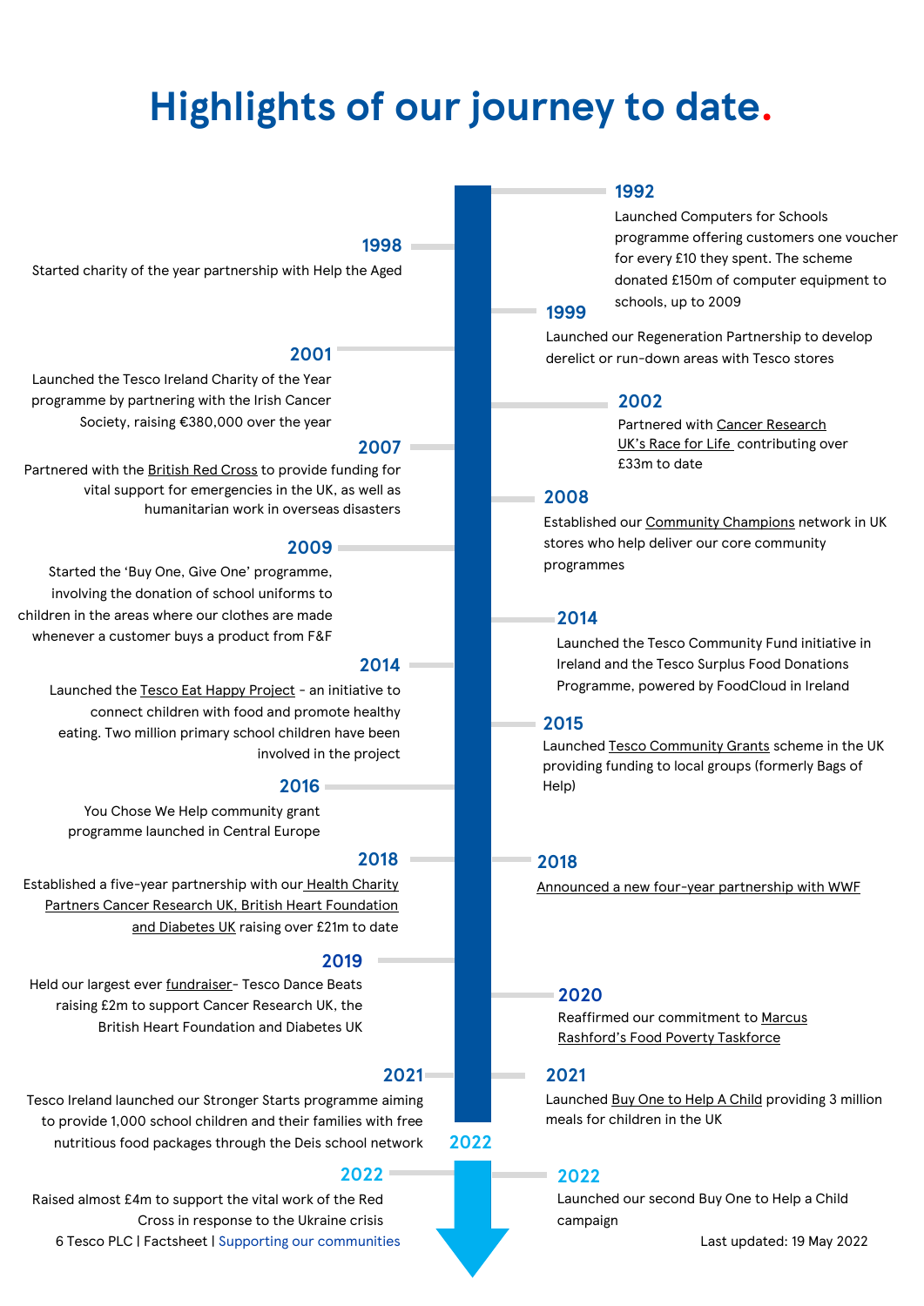# Highlights of our journey to date.

**1992**
Launched Computers for Schools programme offering customers one voucher for every £10 they spent. The scheme donated £150m of computer equipment to schools, up to 2009

**1998**
Started charity of the year partnership with Help the Aged

**1999**
Launched our Regeneration Partnership to develop derelict or run-down areas with Tesco stores

**2001**
Launched the Tesco Ireland Charity of the Year programme by partnering with the Irish Cancer Society, raising €380,000 over the year

**2002**
Partnered with Cancer Research UK's Race for Life contributing over £33m to date

**2007**
Partnered with the British Red Cross to provide funding for vital support for emergencies in the UK, as well as humanitarian work in overseas disasters

**2008**
Established our Community Champions network in UK stores who help deliver our core community programmes

**2009**
Started the 'Buy One, Give One' programme, involving the donation of school uniforms to children in the areas where our clothes are made whenever a customer buys a product from F&F

**2014**
Launched the Tesco Eat Happy Project - an initiative to connect children with food and promote healthy eating. Two million primary school children have been involved in the project

**2014**
Launched the Tesco Community Fund initiative in Ireland and the Tesco Surplus Food Donations Programme, powered by FoodCloud in Ireland

**2015**
Launched Tesco Community Grants scheme in the UK providing funding to local groups (formerly Bags of Help)

**2016**
You Chose We Help community grant programme launched in Central Europe

**2018**
Established a five-year partnership with our Health Charity Partners Cancer Research UK, British Heart Foundation and Diabetes UK raising over £21m to date

**2018**
Announced a new four-year partnership with WWF

**2019**
Held our largest ever fundraiser- Tesco Dance Beats raising £2m to support Cancer Research UK, the British Heart Foundation and Diabetes UK

**2020**
Reaffirmed our commitment to Marcus Rashford's Food Poverty Taskforce

**2021**
Tesco Ireland launched our Stronger Starts programme aiming to provide 1,000 school children and their families with free nutritious food packages through the Deis school network

**2021**
Launched Buy One to Help A Child providing 3 million meals for children in the UK

**2022**

**2022**
Raised almost £4m to support the vital work of the Red Cross in response to the Ukraine crisis

**2022**
Launched our second Buy One to Help a Child campaign

6 Tesco PLC | Factsheet | Supporting our communities

Last updated: 19 May 2022